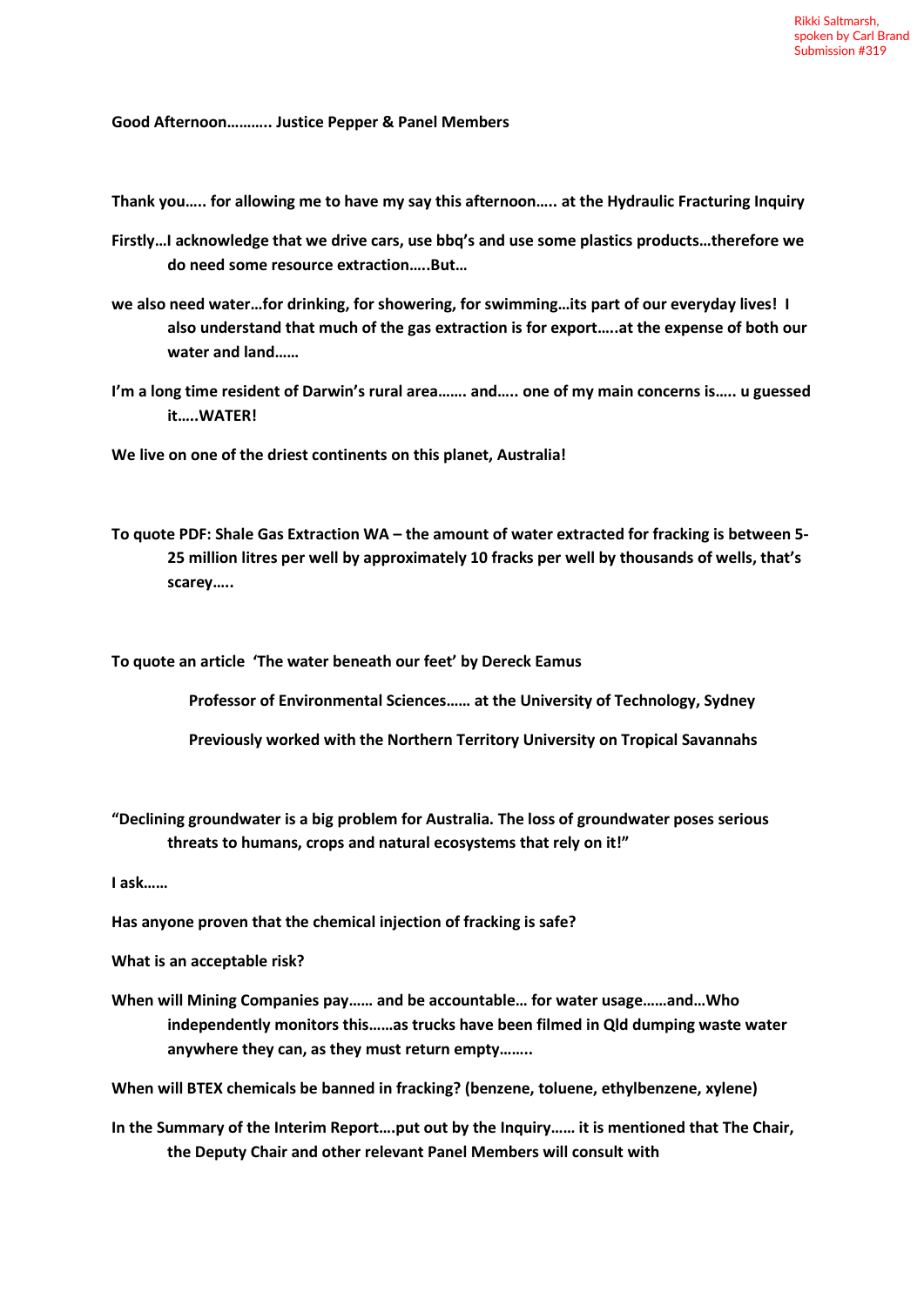Rikki Saltmarsh,
spoken by Carl Brand
Submission #319

**Good Afternoon……….. Justice Pepper & Panel Members**

**Thank you….. for allowing me to have my say this afternoon….. at the Hydraulic Fracturing Inquiry**

**Firstly…I acknowledge that we drive cars, use bbq's and use some plastics products…therefore we do need some resource extraction…..But…**

**we also need water…for drinking, for showering, for swimming…its part of our everyday lives! I also understand that much of the gas extraction is for export…..at the expense of both our water and land……**

**I'm a long time resident of Darwin's rural area……. and….. one of my main concerns is….. u guessed it…..WATER!**

**We live on one of the driest continents on this planet, Australia!**

**To quote PDF: Shale Gas Extraction WA – the amount of water extracted for fracking is between 5-25 million litres per well by approximately 10 fracks per well by thousands of wells, that's scarey…..**

**To quote an article 'The water beneath our feet' by Dereck Eamus**

**Professor of Environmental Sciences…… at the University of Technology, Sydney**

**Previously worked with the Northern Territory University on Tropical Savannahs**

**"Declining groundwater is a big problem for Australia. The loss of groundwater poses serious threats to humans, crops and natural ecosystems that rely on it!"**

**I ask……**

**Has anyone proven that the chemical injection of fracking is safe?**

**What is an acceptable risk?**

**When will Mining Companies pay…… and be accountable… for water usage……and…Who independently monitors this……as trucks have been filmed in Qld dumping waste water anywhere they can, as they must return empty……..**

**When will BTEX chemicals be banned in fracking? (benzene, toluene, ethylbenzene, xylene)**

**In the Summary of the Interim Report….put out by the Inquiry…… it is mentioned that The Chair, the Deputy Chair and other relevant Panel Members will consult with**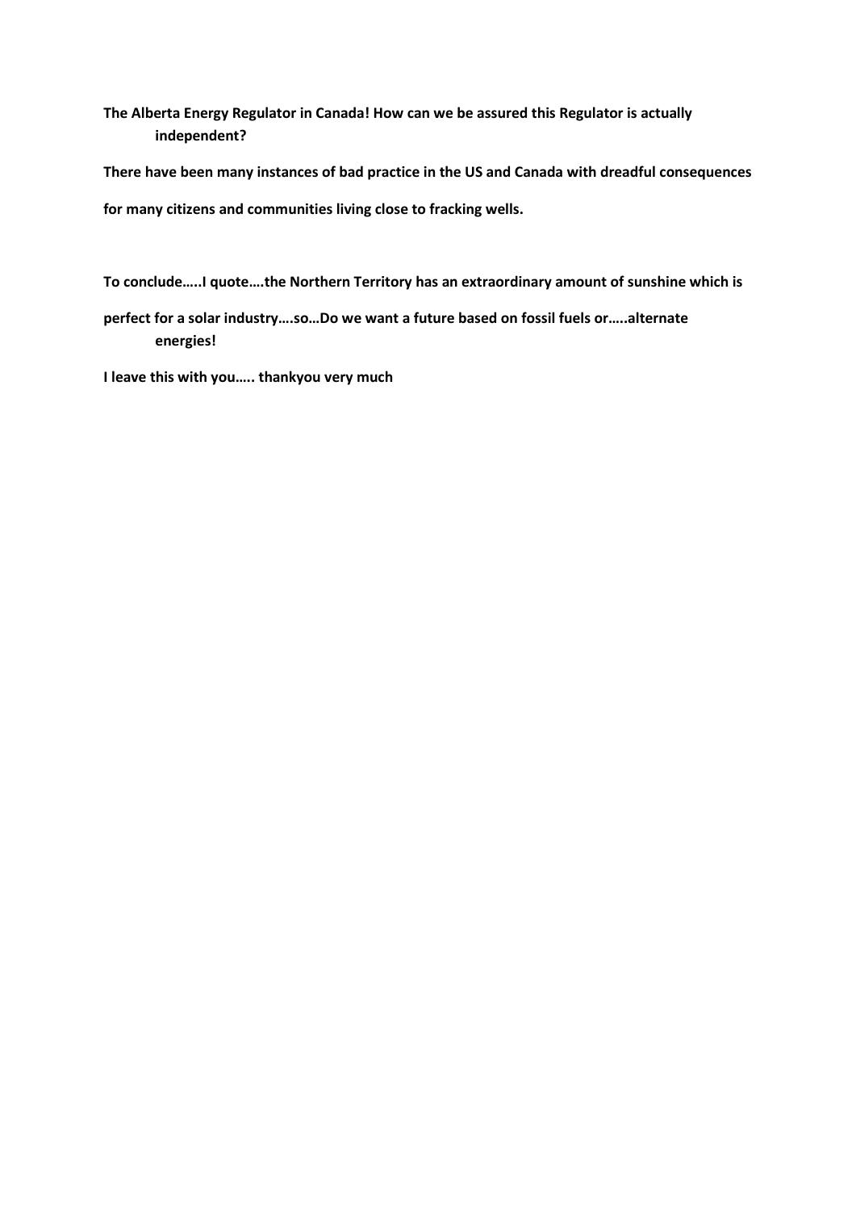**The Alberta Energy Regulator in Canada! How can we be assured this Regulator is actually independent?**

**There have been many instances of bad practice in the US and Canada with dreadful consequences for many citizens and communities living close to fracking wells.**

**To conclude…..I quote….the Northern Territory has an extraordinary amount of sunshine which is perfect for a solar industry….so…Do we want a future based on fossil fuels or…..alternate energies!**

**I leave this with you….. thankyou very much**